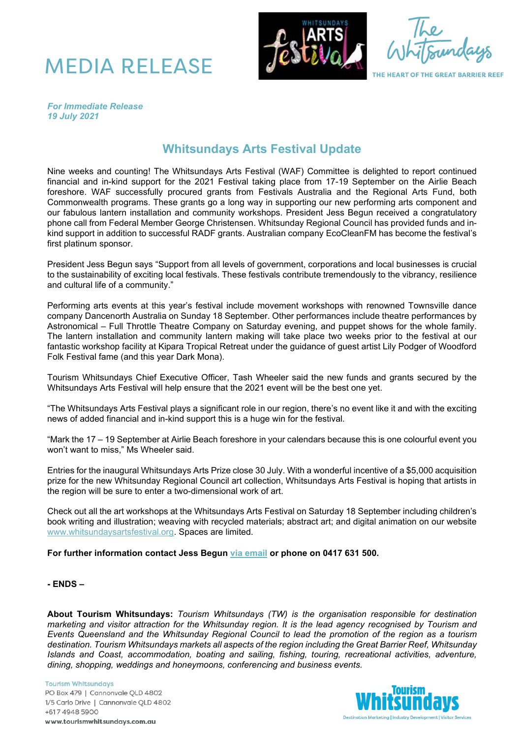# MEDIA RELEASE

THE HEART OF THE GREAT BARRIER REEF

***For Immediate Release***
***19 July 2021***

## Whitsundays Arts Festival Update

Nine weeks and counting! The Whitsundays Arts Festival (WAF) Committee is delighted to report continued financial and in-kind support for the 2021 Festival taking place from 17-19 September on the Airlie Beach foreshore. WAF successfully procured grants from Festivals Australia and the Regional Arts Fund, both Commonwealth programs. These grants go a long way in supporting our new performing arts component and our fabulous lantern installation and community workshops. President Jess Begun received a congratulatory phone call from Federal Member George Christensen. Whitsunday Regional Council has provided funds and in-kind support in addition to successful RADF grants. Australian company EcoCleanFM has become the festival's first platinum sponsor.

President Jess Begun says "Support from all levels of government, corporations and local businesses is crucial to the sustainability of exciting local festivals. These festivals contribute tremendously to the vibrancy, resilience and cultural life of a community."

Performing arts events at this year's festival include movement workshops with renowned Townsville dance company Dancenorth Australia on Sunday 18 September. Other performances include theatre performances by Astronomical – Full Throttle Theatre Company on Saturday evening, and puppet shows for the whole family. The lantern installation and community lantern making will take place two weeks prior to the festival at our fantastic workshop facility at Kipara Tropical Retreat under the guidance of guest artist Lily Podger of Woodford Folk Festival fame (and this year Dark Mona).

Tourism Whitsundays Chief Executive Officer, Tash Wheeler said the new funds and grants secured by the Whitsundays Arts Festival will help ensure that the 2021 event will be the best one yet.

"The Whitsundays Arts Festival plays a significant role in our region, there's no event like it and with the exciting news of added financial and in-kind support this is a huge win for the festival.

"Mark the 17 – 19 September at Airlie Beach foreshore in your calendars because this is one colourful event you won't want to miss," Ms Wheeler said.

Entries for the inaugural Whitsundays Arts Prize close 30 July. With a wonderful incentive of a $5,000 acquisition prize for the new Whitsunday Regional Council art collection, Whitsundays Arts Festival is hoping that artists in the region will be sure to enter a two-dimensional work of art.

Check out all the art workshops at the Whitsundays Arts Festival on Saturday 18 September including children's book writing and illustration; weaving with recycled materials; abstract art; and digital animation on our website www.whitsundaysartsfestival.org. Spaces are limited.

**For further information contact Jess Begun via email or phone on 0417 631 500.**

**- ENDS –**

**About Tourism Whitsundays:** *Tourism Whitsundays (TW) is the organisation responsible for destination marketing and visitor attraction for the Whitsunday region. It is the lead agency recognised by Tourism and Events Queensland and the Whitsunday Regional Council to lead the promotion of the region as a tourism destination. Tourism Whitsundays markets all aspects of the region including the Great Barrier Reef, Whitsunday Islands and Coast, accommodation, boating and sailing, fishing, touring, recreational activities, adventure, dining, shopping, weddings and honeymoons, conferencing and business events.*

Tourism Whitsundays
PO Box 479 | Cannonvale QLD 4802
1/5 Carlo Drive | Cannonvale QLD 4802
+617 4948 5900
**www.tourismwhitsundays.com.au**

Destination Marketing | Industry Development | Visitor Services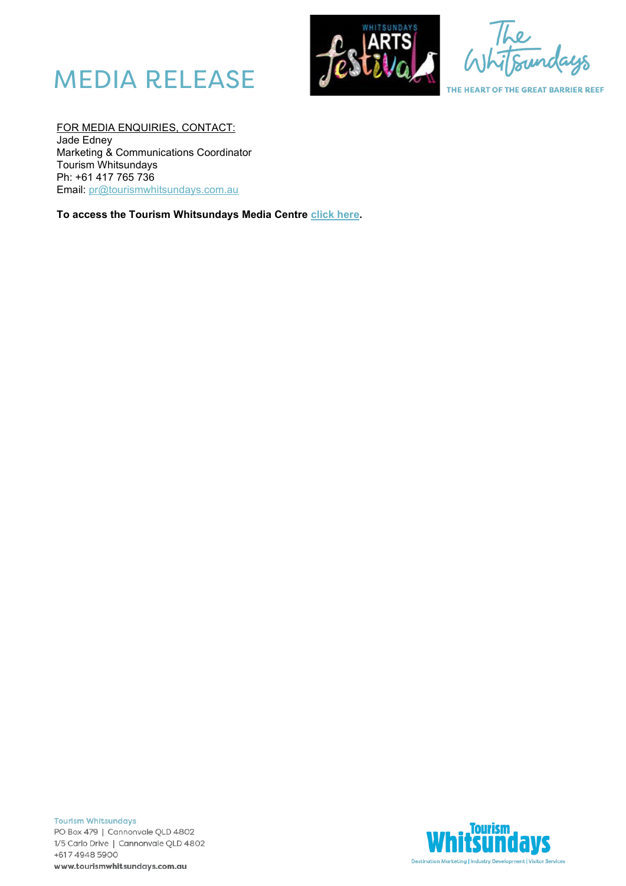# MEDIA RELEASE

FOR MEDIA ENQUIRIES, CONTACT:
Jade Edney
Marketing & Communications Coordinator
Tourism Whitsundays
Ph: +61 417 765 736
Email: pr@tourismwhitsundays.com.au

**To access the Tourism Whitsundays Media Centre click here.**

Tourism Whitsundays
PO Box 479 | Cannonvale QLD 4802
1/5 Carlo Drive | Cannonvale QLD 4802
+617 4948 5900
www.tourismwhitsundays.com.au